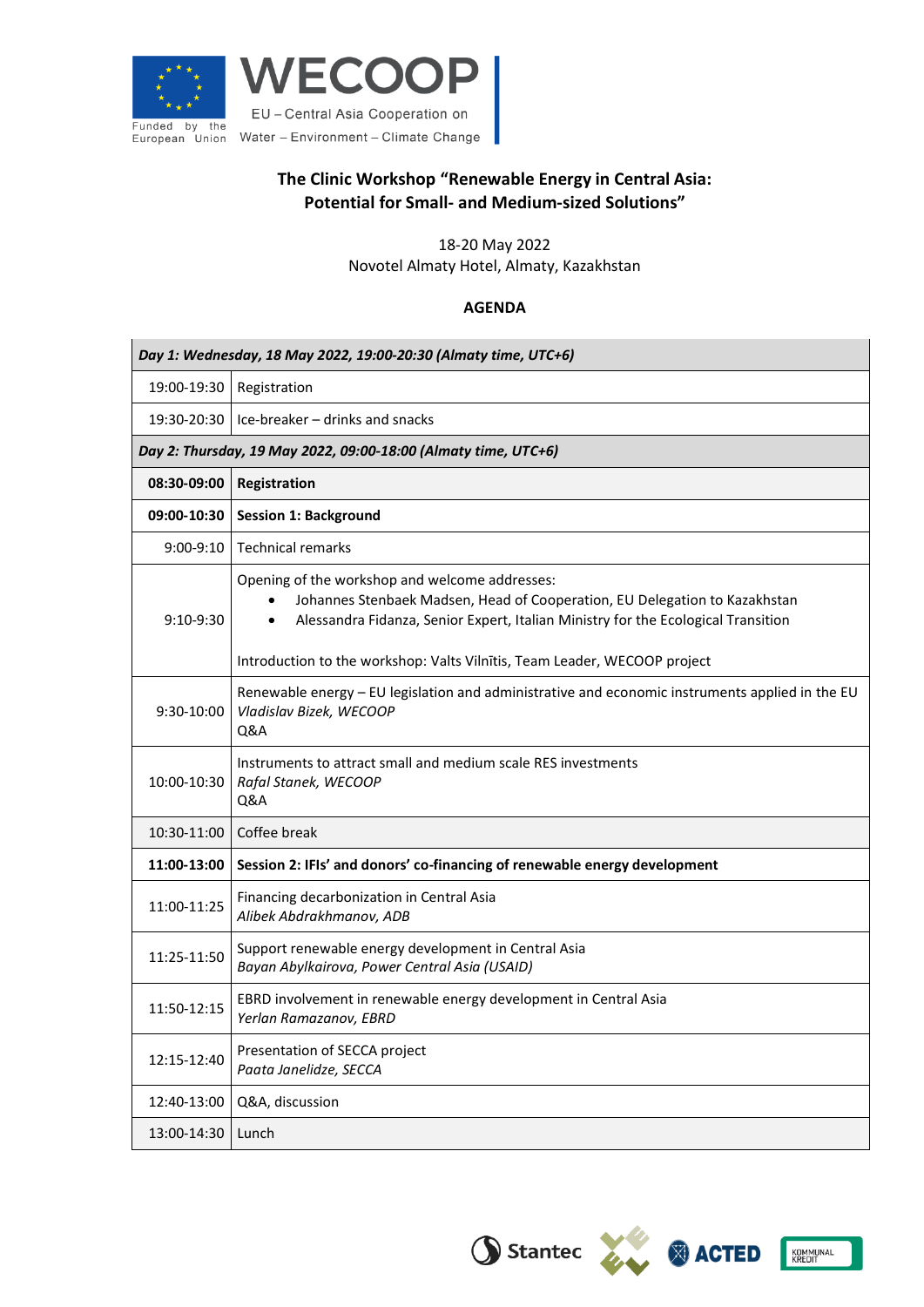WECOOP

EU – Central Asia Cooperation on Water – Environment – Climate Change

Funded by the European Union

# The Clinic Workshop "Renewable Energy in Central Asia: Potential for Small- and Medium-sized Solutions"

18-20 May 2022
Novotel Almaty Hotel, Almaty, Kazakhstan

## AGENDA

| *Day 1: Wednesday, 18 May 2022, 19:00-20:30 (Almaty time, UTC+6)* | |
|---|---|
| 19:00-19:30 | Registration |
| 19:30-20:30 | Ice-breaker – drinks and snacks |
| ***Day 2: Thursday, 19 May 2022, 09:00-18:00 (Almaty time, UTC+6)*** | |
| **08:30-09:00** | **Registration** |
| **09:00-10:30** | **Session 1: Background** |
| 9:00-9:10 | Technical remarks |
| 9:10-9:30 | Opening of the workshop and welcome addresses:<br>• Johannes Stenbaek Madsen, Head of Cooperation, EU Delegation to Kazakhstan<br>• Alessandra Fidanza, Senior Expert, Italian Ministry for the Ecological Transition<br><br>Introduction to the workshop: Valts Vilnītis, Team Leader, WECOOP project |
| 9:30-10:00 | Renewable energy – EU legislation and administrative and economic instruments applied in the EU<br>*Vladislav Bizek, WECOOP*<br>Q&A |
| 10:00-10:30 | Instruments to attract small and medium scale RES investments<br>*Rafal Stanek, WECOOP*<br>Q&A |
| 10:30-11:00 | Coffee break |
| **11:00-13:00** | **Session 2: IFIs' and donors' co-financing of renewable energy development** |
| 11:00-11:25 | Financing decarbonization in Central Asia<br>*Alibek Abdrakhmanov, ADB* |
| 11:25-11:50 | Support renewable energy development in Central Asia<br>*Bayan Abylkairova, Power Central Asia (USAID)* |
| 11:50-12:15 | EBRD involvement in renewable energy development in Central Asia<br>*Yerlan Ramazanov, EBRD* |
| 12:15-12:40 | Presentation of SECCA project<br>*Paata Janelidze, SECCA* |
| 12:40-13:00 | Q&A, discussion |
| 13:00-14:30 | Lunch |

Stantec ACTED KOMMUNAL KREDIT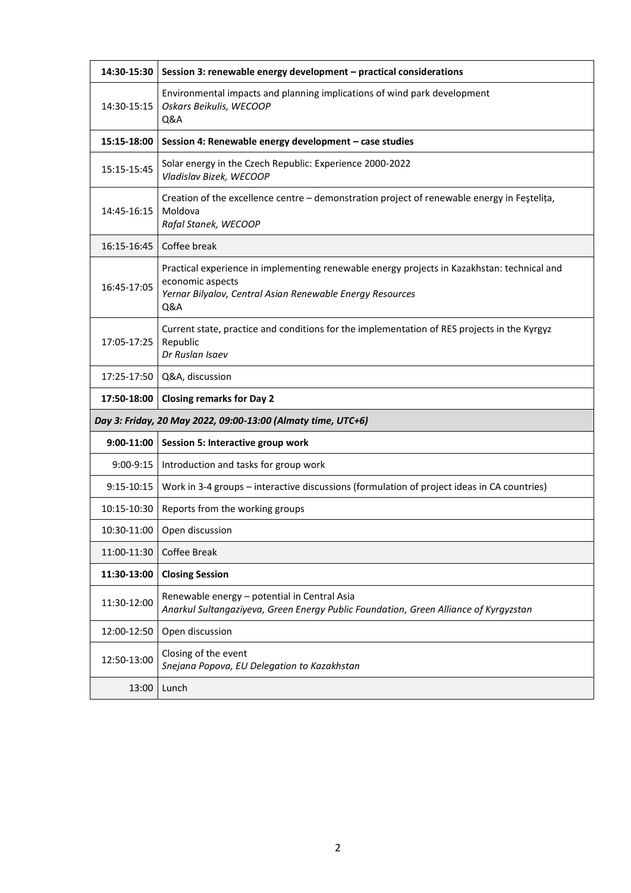| | |
|---|---|
| **14:30-15:30** | **Session 3: renewable energy development – practical considerations** |
| 14:30-15:15 | Environmental impacts and planning implications of wind park development<br>*Oskars Beikulis, WECOOP*<br>Q&A |
| **15:15-18:00** | **Session 4: Renewable energy development – case studies** |
| 15:15-15:45 | Solar energy in the Czech Republic: Experience 2000-2022<br>*Vladislav Bizek, WECOOP* |
| 14:45-16:15 | Creation of the excellence centre – demonstration project of renewable energy in Feştelița, Moldova<br>*Rafal Stanek, WECOOP* |
| 16:15-16:45 | Coffee break |
| 16:45-17:05 | Practical experience in implementing renewable energy projects in Kazakhstan: technical and economic aspects<br>*Yernar Bilyalov, Central Asian Renewable Energy Resources*<br>Q&A |
| 17:05-17:25 | Current state, practice and conditions for the implementation of RES projects in the Kyrgyz Republic<br>*Dr Ruslan Isaev* |
| 17:25-17:50 | Q&A, discussion |
| **17:50-18:00** | **Closing remarks for Day 2** |
| ***Day 3: Friday, 20 May 2022, 09:00-13:00 (Almaty time, UTC+6)*** | |
| **9:00-11:00** | **Session 5: Interactive group work** |
| 9:00-9:15 | Introduction and tasks for group work |
| 9:15-10:15 | Work in 3-4 groups – interactive discussions (formulation of project ideas in CA countries) |
| 10:15-10:30 | Reports from the working groups |
| 10:30-11:00 | Open discussion |
| 11:00-11:30 | Coffee Break |
| **11:30-13:00** | **Closing Session** |
| 11:30-12:00 | Renewable energy – potential in Central Asia<br>*Anarkul Sultangaziyeva, Green Energy Public Foundation, Green Alliance of Kyrgyzstan* |
| 12:00-12:50 | Open discussion |
| 12:50-13:00 | Closing of the event<br>*Snejana Popova, EU Delegation to Kazakhstan* |
| 13:00 | Lunch |